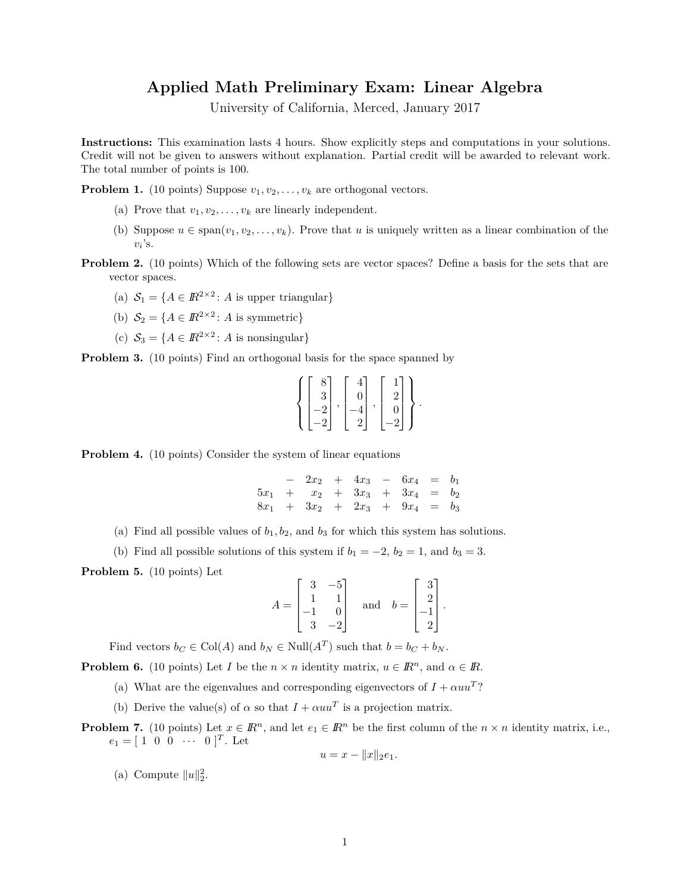# Applied Math Preliminary Exam: Linear Algebra

University of California, Merced, January 2017

**Instructions:** This examination lasts 4 hours. Show explicitly steps and computations in your solutions. Credit will not be given to answers without explanation. Partial credit will be awarded to relevant work. The total number of points is 100.

**Problem 1.** (10 points) Suppose $v_1, v_2, \ldots, v_k$ are orthogonal vectors.

(a) Prove that $v_1, v_2, \ldots, v_k$ are linearly independent.

(b) Suppose $u \in \text{span}(v_1, v_2, \ldots, v_k)$. Prove that $u$ is uniquely written as a linear combination of the $v_i$'s.

**Problem 2.** (10 points) Which of the following sets are vector spaces? Define a basis for the sets that are vector spaces.

(a) $\mathcal{S}_1 = \{A \in \mathbb{R}^{2\times 2} : A \text{ is upper triangular}\}$

(b) $\mathcal{S}_2 = \{A \in \mathbb{R}^{2\times 2} : A \text{ is symmetric}\}$

(c) $\mathcal{S}_3 = \{A \in \mathbb{R}^{2\times 2} : A \text{ is nonsingular}\}$

**Problem 3.** (10 points) Find an orthogonal basis for the space spanned by

$$\left\{ \begin{bmatrix} 8 \\ 3 \\ -2 \\ -2 \end{bmatrix}, \begin{bmatrix} 4 \\ 0 \\ -4 \\ 2 \end{bmatrix}, \begin{bmatrix} 1 \\ 2 \\ 0 \\ -2 \end{bmatrix} \right\}.$$

**Problem 4.** (10 points) Consider the system of linear equations

$$\begin{array}{rcrcrcrcl} & - & 2x_2 & + & 4x_3 & - & 6x_4 & = & b_1 \\ 5x_1 & + & x_2 & + & 3x_3 & + & 3x_4 & = & b_2 \\ 8x_1 & + & 3x_2 & + & 2x_3 & + & 9x_4 & = & b_3 \end{array}$$

(a) Find all possible values of $b_1, b_2$, and $b_3$ for which this system has solutions.

(b) Find all possible solutions of this system if $b_1 = -2$, $b_2 = 1$, and $b_3 = 3$.

**Problem 5.** (10 points) Let

$$A = \begin{bmatrix} 3 & -5 \\ 1 & 1 \\ -1 & 0 \\ 3 & -2 \end{bmatrix} \quad \text{and} \quad b = \begin{bmatrix} 3 \\ 2 \\ -1 \\ 2 \end{bmatrix}.$$

Find vectors $b_C \in \text{Col}(A)$ and $b_N \in \text{Null}(A^T)$ such that $b = b_C + b_N$.

**Problem 6.** (10 points) Let $I$ be the $n \times n$ identity matrix, $u \in \mathbb{R}^n$, and $\alpha \in \mathbb{R}$.

(a) What are the eigenvalues and corresponding eigenvectors of $I + \alpha u u^T$?

(b) Derive the value(s) of $\alpha$ so that $I + \alpha u u^T$ is a projection matrix.

**Problem 7.** (10 points) Let $x \in \mathbb{R}^n$, and let $e_1 \in \mathbb{R}^n$ be the first column of the $n \times n$ identity matrix, i.e., $e_1 = [\ 1 \ \ 0 \ \ 0 \ \ \cdots \ \ 0\ ]^T$. Let

$$u = x - \|x\|_2 e_1.$$

(a) Compute $\|u\|_2^2$.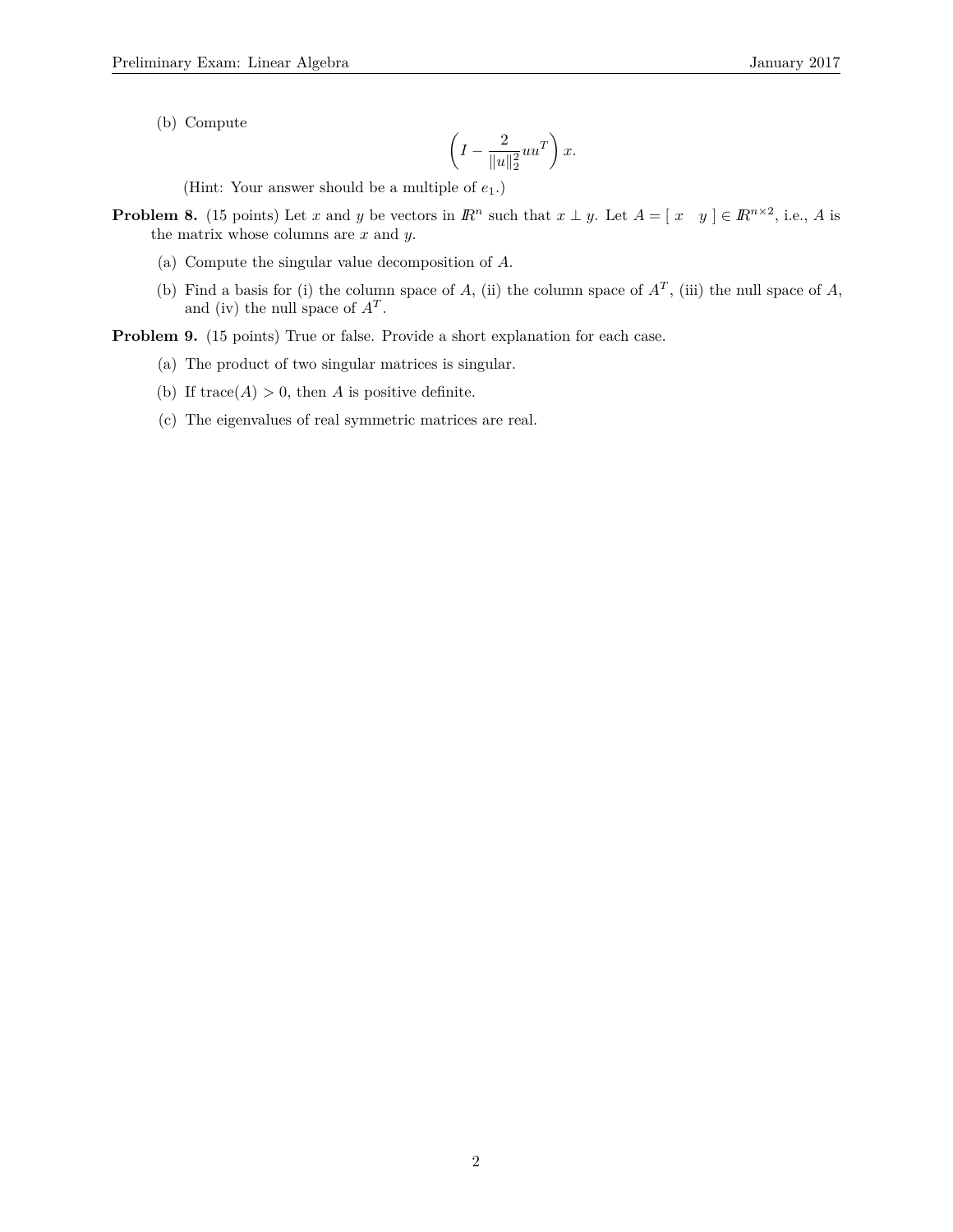(b) Compute

$$\left( I - \frac{2}{\|u\|_2^2} uu^T \right) x.$$

(Hint: Your answer should be a multiple of $e_1$.)

**Problem 8.** (15 points) Let $x$ and $y$ be vectors in $\mathbb{R}^n$ such that $x \perp y$. Let $A = [\ x \quad y\ ] \in \mathbb{R}^{n \times 2}$, i.e., $A$ is the matrix whose columns are $x$ and $y$.

(a) Compute the singular value decomposition of $A$.

(b) Find a basis for (i) the column space of $A$, (ii) the column space of $A^T$, (iii) the null space of $A$, and (iv) the null space of $A^T$.

**Problem 9.** (15 points) True or false. Provide a short explanation for each case.

(a) The product of two singular matrices is singular.

(b) If trace$(A) > 0$, then $A$ is positive definite.

(c) The eigenvalues of real symmetric matrices are real.